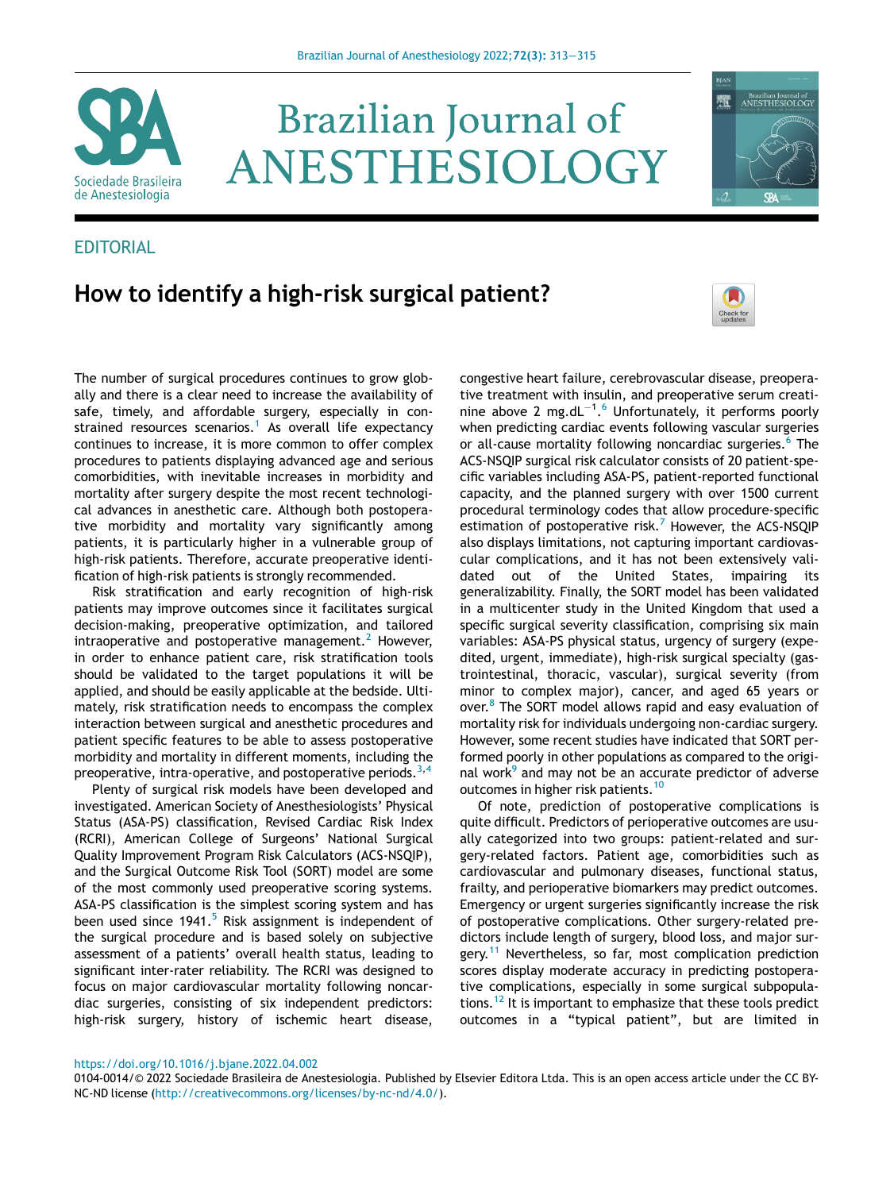EDITORIAL

# How to identify a high-risk surgical patient?

The number of surgical procedures continues to grow globally and there is a clear need to increase the availability of safe, timely, and affordable surgery, especially in constrained resources scenarios.[1] As overall life expectancy continues to increase, it is more common to offer complex procedures to patients displaying advanced age and serious comorbidities, with inevitable increases in morbidity and mortality after surgery despite the most recent technological advances in anesthetic care. Although both postoperative morbidity and mortality vary significantly among patients, it is particularly higher in a vulnerable group of high-risk patients. Therefore, accurate preoperative identification of high-risk patients is strongly recommended.

Risk stratification and early recognition of high-risk patients may improve outcomes since it facilitates surgical decision-making, preoperative optimization, and tailored intraoperative and postoperative management.[2] However, in order to enhance patient care, risk stratification tools should be validated to the target populations it will be applied, and should be easily applicable at the bedside. Ultimately, risk stratification needs to encompass the complex interaction between surgical and anesthetic procedures and patient specific features to be able to assess postoperative morbidity and mortality in different moments, including the preoperative, intra-operative, and postoperative periods.[3,4]

Plenty of surgical risk models have been developed and investigated. American Society of Anesthesiologists' Physical Status (ASA-PS) classification, Revised Cardiac Risk Index (RCRI), American College of Surgeons' National Surgical Quality Improvement Program Risk Calculators (ACS-NSQIP), and the Surgical Outcome Risk Tool (SORT) model are some of the most commonly used preoperative scoring systems. ASA-PS classification is the simplest scoring system and has been used since 1941.[5] Risk assignment is independent of the surgical procedure and is based solely on subjective assessment of a patients' overall health status, leading to significant inter-rater reliability. The RCRI was designed to focus on major cardiovascular mortality following noncardiac surgeries, consisting of six independent predictors: high-risk surgery, history of ischemic heart disease, congestive heart failure, cerebrovascular disease, preoperative treatment with insulin, and preoperative serum creatinine above 2 $mg.dL^{-1}$.[6] Unfortunately, it performs poorly when predicting cardiac events following vascular surgeries or all-cause mortality following noncardiac surgeries.[6] The ACS-NSQIP surgical risk calculator consists of 20 patient-specific variables including ASA-PS, patient-reported functional capacity, and the planned surgery with over 1500 current procedural terminology codes that allow procedure-specific estimation of postoperative risk.[7] However, the ACS-NSQIP also displays limitations, not capturing important cardiovascular complications, and it has not been extensively validated out of the United States, impairing its generalizability. Finally, the SORT model has been validated in a multicenter study in the United Kingdom that used a specific surgical severity classification, comprising six main variables: ASA-PS physical status, urgency of surgery (expedited, urgent, immediate), high-risk surgical specialty (gastrointestinal, thoracic, vascular), surgical severity (from minor to complex major), cancer, and aged 65 years or over.[8] The SORT model allows rapid and easy evaluation of mortality risk for individuals undergoing non-cardiac surgery. However, some recent studies have indicated that SORT performed poorly in other populations as compared to the original work[9] and may not be an accurate predictor of adverse outcomes in higher risk patients.[10]

Of note, prediction of postoperative complications is quite difficult. Predictors of perioperative outcomes are usually categorized into two groups: patient-related and surgery-related factors. Patient age, comorbidities such as cardiovascular and pulmonary diseases, functional status, frailty, and perioperative biomarkers may predict outcomes. Emergency or urgent surgeries significantly increase the risk of postoperative complications. Other surgery-related predictors include length of surgery, blood loss, and major surgery.[11] Nevertheless, so far, most complication prediction scores display moderate accuracy in predicting postoperative complications, especially in some surgical subpopulations.[12] It is important to emphasize that these tools predict outcomes in a "typical patient", but are limited in

https://doi.org/10.1016/j.bjane.2022.04.002

0104-0014/© 2022 Sociedade Brasileira de Anestesiologia. Published by Elsevier Editora Ltda. This is an open access article under the CC BY-NC-ND license (http://creativecommons.org/licenses/by-nc-nd/4.0/).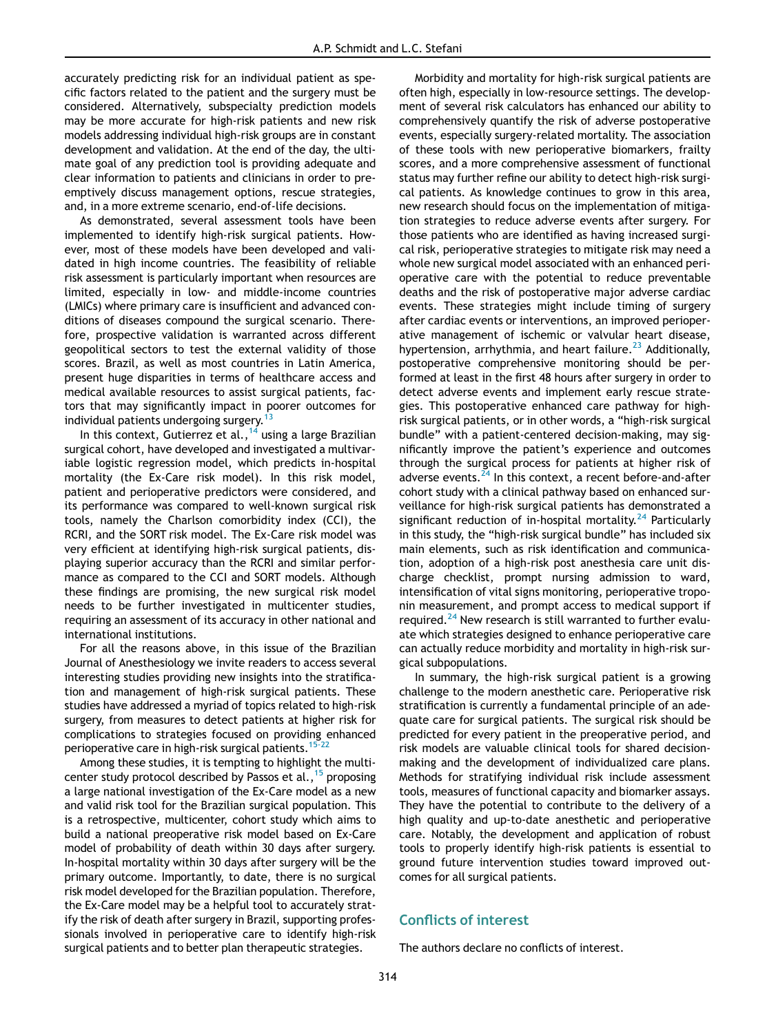accurately predicting risk for an individual patient as specific factors related to the patient and the surgery must be considered. Alternatively, subspecialty prediction models may be more accurate for high-risk patients and new risk models addressing individual high-risk groups are in constant development and validation. At the end of the day, the ultimate goal of any prediction tool is providing adequate and clear information to patients and clinicians in order to preemptively discuss management options, rescue strategies, and, in a more extreme scenario, end-of-life decisions.

As demonstrated, several assessment tools have been implemented to identify high-risk surgical patients. However, most of these models have been developed and validated in high income countries. The feasibility of reliable risk assessment is particularly important when resources are limited, especially in low- and middle-income countries (LMICs) where primary care is insufficient and advanced conditions of diseases compound the surgical scenario. Therefore, prospective validation is warranted across different geopolitical sectors to test the external validity of those scores. Brazil, as well as most countries in Latin America, present huge disparities in terms of healthcare access and medical available resources to assist surgical patients, factors that may significantly impact in poorer outcomes for individual patients undergoing surgery.[13]

In this context, Gutierrez et al.,[14] using a large Brazilian surgical cohort, have developed and investigated a multivariable logistic regression model, which predicts in-hospital mortality (the Ex-Care risk model). In this risk model, patient and perioperative predictors were considered, and its performance was compared to well-known surgical risk tools, namely the Charlson comorbidity index (CCI), the RCRI, and the SORT risk model. The Ex-Care risk model was very efficient at identifying high-risk surgical patients, displaying superior accuracy than the RCRI and similar performance as compared to the CCI and SORT models. Although these findings are promising, the new surgical risk model needs to be further investigated in multicenter studies, requiring an assessment of its accuracy in other national and international institutions.

For all the reasons above, in this issue of the Brazilian Journal of Anesthesiology we invite readers to access several interesting studies providing new insights into the stratification and management of high-risk surgical patients. These studies have addressed a myriad of topics related to high-risk surgery, from measures to detect patients at higher risk for complications to strategies focused on providing enhanced perioperative care in high-risk surgical patients.[15-22]

Among these studies, it is tempting to highlight the multicenter study protocol described by Passos et al.,[15] proposing a large national investigation of the Ex-Care model as a new and valid risk tool for the Brazilian surgical population. This is a retrospective, multicenter, cohort study which aims to build a national preoperative risk model based on Ex-Care model of probability of death within 30 days after surgery. In-hospital mortality within 30 days after surgery will be the primary outcome. Importantly, to date, there is no surgical risk model developed for the Brazilian population. Therefore, the Ex-Care model may be a helpful tool to accurately stratify the risk of death after surgery in Brazil, supporting professionals involved in perioperative care to identify high-risk surgical patients and to better plan therapeutic strategies.

Morbidity and mortality for high-risk surgical patients are often high, especially in low-resource settings. The development of several risk calculators has enhanced our ability to comprehensively quantify the risk of adverse postoperative events, especially surgery-related mortality. The association of these tools with new perioperative biomarkers, frailty scores, and a more comprehensive assessment of functional status may further refine our ability to detect high-risk surgical patients. As knowledge continues to grow in this area, new research should focus on the implementation of mitigation strategies to reduce adverse events after surgery. For those patients who are identified as having increased surgical risk, perioperative strategies to mitigate risk may need a whole new surgical model associated with an enhanced perioperative care with the potential to reduce preventable deaths and the risk of postoperative major adverse cardiac events. These strategies might include timing of surgery after cardiac events or interventions, an improved perioperative management of ischemic or valvular heart disease, hypertension, arrhythmia, and heart failure.[23] Additionally, postoperative comprehensive monitoring should be performed at least in the first 48 hours after surgery in order to detect adverse events and implement early rescue strategies. This postoperative enhanced care pathway for high-risk surgical patients, or in other words, a "high-risk surgical bundle" with a patient-centered decision-making, may significantly improve the patient's experience and outcomes through the surgical process for patients at higher risk of adverse events.[24] In this context, a recent before-and-after cohort study with a clinical pathway based on enhanced surveillance for high-risk surgical patients has demonstrated a significant reduction of in-hospital mortality.[24] Particularly in this study, the "high-risk surgical bundle" has included six main elements, such as risk identification and communication, adoption of a high-risk post anesthesia care unit discharge checklist, prompt nursing admission to ward, intensification of vital signs monitoring, perioperative troponin measurement, and prompt access to medical support if required.[24] New research is still warranted to further evaluate which strategies designed to enhance perioperative care can actually reduce morbidity and mortality in high-risk surgical subpopulations.

In summary, the high-risk surgical patient is a growing challenge to the modern anesthetic care. Perioperative risk stratification is currently a fundamental principle of an adequate care for surgical patients. The surgical risk should be predicted for every patient in the preoperative period, and risk models are valuable clinical tools for shared decision-making and the development of individualized care plans. Methods for stratifying individual risk include assessment tools, measures of functional capacity and biomarker assays. They have the potential to contribute to the delivery of a high quality and up-to-date anesthetic and perioperative care. Notably, the development and application of robust tools to properly identify high-risk patients is essential to ground future intervention studies toward improved outcomes for all surgical patients.

## Conflicts of interest

The authors declare no conflicts of interest.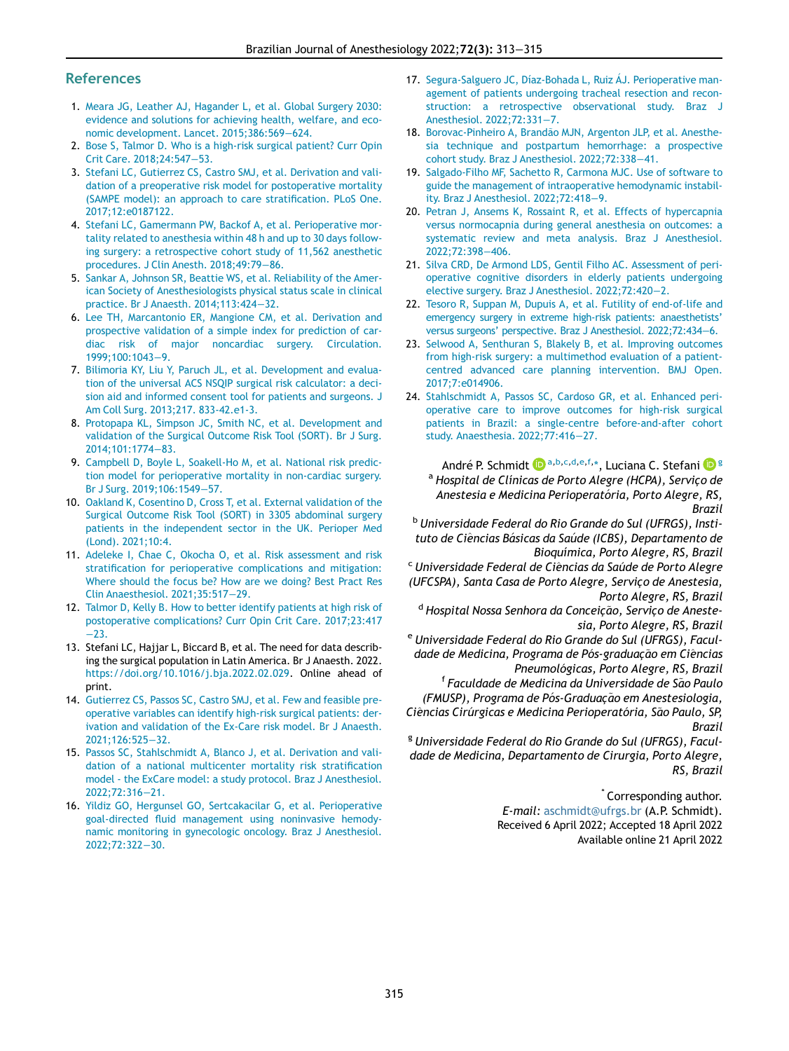## References

1. Meara JG, Leather AJ, Hagander L, et al. Global Surgery 2030: evidence and solutions for achieving health, welfare, and economic development. Lancet. 2015;386:569–624.
2. Bose S, Talmor D. Who is a high-risk surgical patient? Curr Opin Crit Care. 2018;24:547–53.
3. Stefani LC, Gutierrez CS, Castro SMJ, et al. Derivation and validation of a preoperative risk model for postoperative mortality (SAMPE model): an approach to care stratification. PLoS One. 2017;12:e0187122.
4. Stefani LC, Gamermann PW, Backof A, et al. Perioperative mortality related to anesthesia within 48 h and up to 30 days following surgery: a retrospective cohort study of 11,562 anesthetic procedures. J Clin Anesth. 2018;49:79–86.
5. Sankar A, Johnson SR, Beattie WS, et al. Reliability of the American Society of Anesthesiologists physical status scale in clinical practice. Br J Anaesth. 2014;113:424–32.
6. Lee TH, Marcantonio ER, Mangione CM, et al. Derivation and prospective validation of a simple index for prediction of cardiac risk of major noncardiac surgery. Circulation. 1999;100:1043–9.
7. Bilimoria KY, Liu Y, Paruch JL, et al. Development and evaluation of the universal ACS NSQIP surgical risk calculator: a decision aid and informed consent tool for patients and surgeons. J Am Coll Surg. 2013;217. 833-42.e1-3.
8. Protopapa KL, Simpson JC, Smith NC, et al. Development and validation of the Surgical Outcome Risk Tool (SORT). Br J Surg. 2014;101:1774–83.
9. Campbell D, Boyle L, Soakell-Ho M, et al. National risk prediction model for perioperative mortality in non-cardiac surgery. Br J Surg. 2019;106:1549–57.
10. Oakland K, Cosentino D, Cross T, et al. External validation of the Surgical Outcome Risk Tool (SORT) in 3305 abdominal surgery patients in the independent sector in the UK. Perioper Med (Lond). 2021;10:4.
11. Adeleke I, Chae C, Okocha O, et al. Risk assessment and risk stratification for perioperative complications and mitigation: Where should the focus be? How are we doing? Best Pract Res Clin Anaesthesiol. 2021;35:517–29.
12. Talmor D, Kelly B. How to better identify patients at high risk of postoperative complications? Curr Opin Crit Care. 2017;23:417–23.
13. Stefani LC, Hajjar L, Biccard B, et al. The need for data describing the surgical population in Latin America. Br J Anaesth. 2022. https://doi.org/10.1016/j.bja.2022.02.029. Online ahead of print.
14. Gutierrez CS, Passos SC, Castro SMJ, et al. Few and feasible preoperative variables can identify high-risk surgical patients: derivation and validation of the Ex-Care risk model. Br J Anaesth. 2021;126:525–32.
15. Passos SC, Stahlschmidt A, Blanco J, et al. Derivation and validation of a national multicenter mortality risk stratification model - the ExCare model: a study protocol. Braz J Anesthesiol. 2022;72:316–21.
16. Yildiz GO, Hergunsel GO, Sertcakacilar G, et al. Perioperative goal-directed fluid management using noninvasive hemodynamic monitoring in gynecologic oncology. Braz J Anesthesiol. 2022;72:322–30.
17. Segura-Salguero JC, Díaz-Bohada L, Ruiz ÁJ. Perioperative management of patients undergoing tracheal resection and reconstruction: a retrospective observational study. Braz J Anesthesiol. 2022;72:331–7.
18. Borovac-Pinheiro A, Brandão MJN, Argenton JLP, et al. Anesthesia technique and postpartum hemorrhage: a prospective cohort study. Braz J Anesthesiol. 2022;72:338–41.
19. Salgado-Filho MF, Sachetto R, Carmona MJC. Use of software to guide the management of intraoperative hemodynamic instability. Braz J Anesthesiol. 2022;72:418–9.
20. Petran J, Ansems K, Rossaint R, et al. Effects of hypercapnia versus normocapnia during general anesthesia on outcomes: a systematic review and meta analysis. Braz J Anesthesiol. 2022;72:398–406.
21. Silva CRD, De Armond LDS, Gentil Filho AC. Assessment of perioperative cognitive disorders in elderly patients undergoing elective surgery. Braz J Anesthesiol. 2022;72:420–2.
22. Tesoro R, Suppan M, Dupuis A, et al. Futility of end-of-life and emergency surgery in extreme high-risk patients: anaesthetists' versus surgeons' perspective. Braz J Anesthesiol. 2022;72:434–6.
23. Selwood A, Senthuran S, Blakely B, et al. Improving outcomes from high-risk surgery: a multimethod evaluation of a patient-centred advanced care planning intervention. BMJ Open. 2017;7:e014906.
24. Stahlschmidt A, Passos SC, Cardoso GR, et al. Enhanced perioperative care to improve outcomes for high-risk surgical patients in Brazil: a single-centre before-and-after cohort study. Anaesthesia. 2022;77:416–27.

André P. Schmidt [a,b,c,d,e,f,*], Luciana C. Stefani [g]

[a] *Hospital de Clínicas de Porto Alegre (HCPA), Serviço de Anestesia e Medicina Perioperatória, Porto Alegre, RS, Brazil*

[b] *Universidade Federal do Rio Grande do Sul (UFRGS), Instituto de Ciências Básicas da Saúde (ICBS), Departamento de Bioquímica, Porto Alegre, RS, Brazil*

[c] *Universidade Federal de Ciências da Saúde de Porto Alegre (UFCSPA), Santa Casa de Porto Alegre, Serviço de Anestesia, Porto Alegre, RS, Brazil*

[d] *Hospital Nossa Senhora da Conceição, Serviço de Anestesia, Porto Alegre, RS, Brazil*

[e] *Universidade Federal do Rio Grande do Sul (UFRGS), Faculdade de Medicina, Programa de Pós-graduação em Ciências Pneumológicas, Porto Alegre, RS, Brazil*

[f] *Faculdade de Medicina da Universidade de São Paulo (FMUSP), Programa de Pós-Graduação em Anestesiologia, Ciências Cirúrgicas e Medicina Perioperatória, São Paulo, SP, Brazil*

[g] *Universidade Federal do Rio Grande do Sul (UFRGS), Faculdade de Medicina, Departamento de Cirurgia, Porto Alegre, RS, Brazil*

[*] Corresponding author.
*E-mail:* aschmidt@ufrgs.br (A.P. Schmidt).
Received 6 April 2022; Accepted 18 April 2022
Available online 21 April 2022